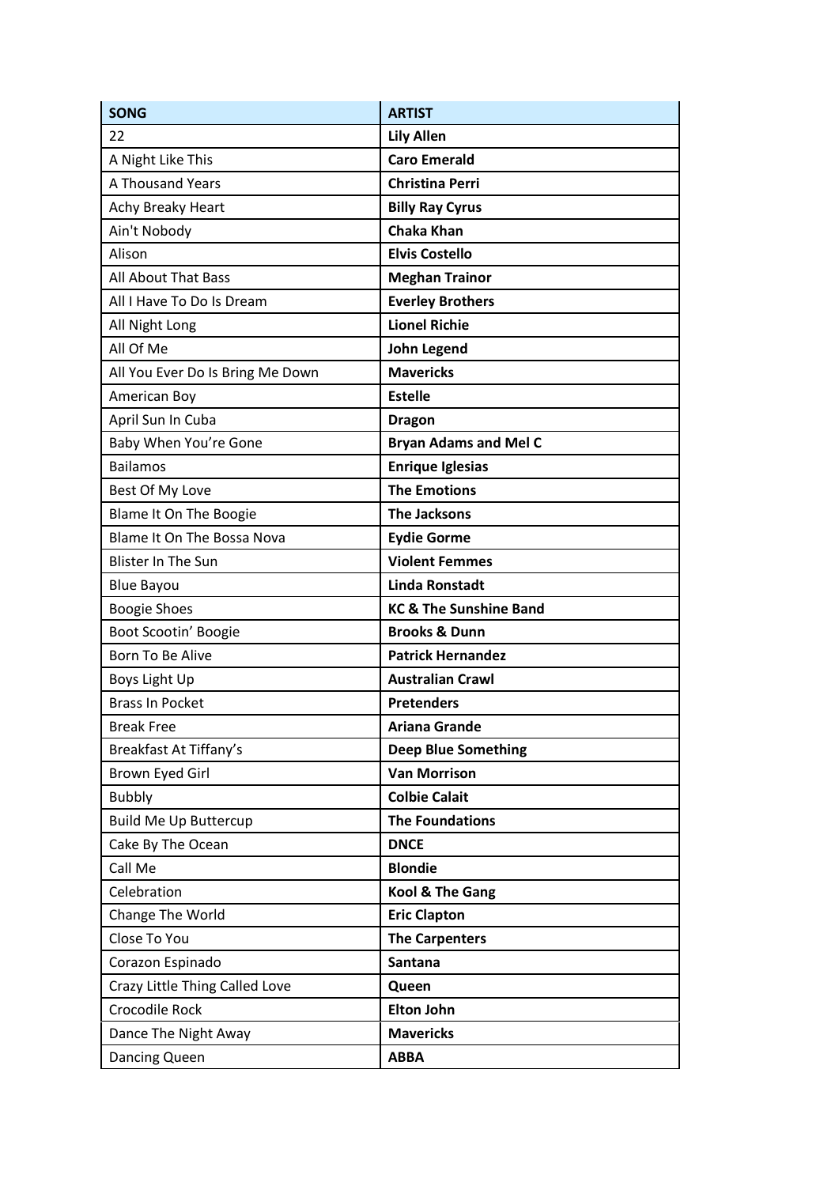| SONG | ARTIST |
| --- | --- |
| 22 | **Lily Allen** |
| A Night Like This | **Caro Emerald** |
| A Thousand Years | **Christina Perri** |
| Achy Breaky Heart | **Billy Ray Cyrus** |
| Ain't Nobody | **Chaka Khan** |
| Alison | **Elvis Costello** |
| All About That Bass | **Meghan Trainor** |
| All I Have To Do Is Dream | **Everley Brothers** |
| All Night Long | **Lionel Richie** |
| All Of Me | **John Legend** |
| All You Ever Do Is Bring Me Down | **Mavericks** |
| American Boy | **Estelle** |
| April Sun In Cuba | **Dragon** |
| Baby When You're Gone | **Bryan Adams and Mel C** |
| Bailamos | **Enrique Iglesias** |
| Best Of My Love | **The Emotions** |
| Blame It On The Boogie | **The Jacksons** |
| Blame It On The Bossa Nova | **Eydie Gorme** |
| Blister In The Sun | **Violent Femmes** |
| Blue Bayou | **Linda Ronstadt** |
| Boogie Shoes | **KC & The Sunshine Band** |
| Boot Scootin' Boogie | **Brooks & Dunn** |
| Born To Be Alive | **Patrick Hernandez** |
| Boys Light Up | **Australian Crawl** |
| Brass In Pocket | **Pretenders** |
| Break Free | **Ariana Grande** |
| Breakfast At Tiffany's | **Deep Blue Something** |
| Brown Eyed Girl | **Van Morrison** |
| Bubbly | **Colbie Calait** |
| Build Me Up Buttercup | **The Foundations** |
| Cake By The Ocean | **DNCE** |
| Call Me | **Blondie** |
| Celebration | **Kool & The Gang** |
| Change The World | **Eric Clapton** |
| Close To You | **The Carpenters** |
| Corazon Espinado | **Santana** |
| Crazy Little Thing Called Love | **Queen** |
| Crocodile Rock | **Elton John** |
| Dance The Night Away | **Mavericks** |
| Dancing Queen | **ABBA** |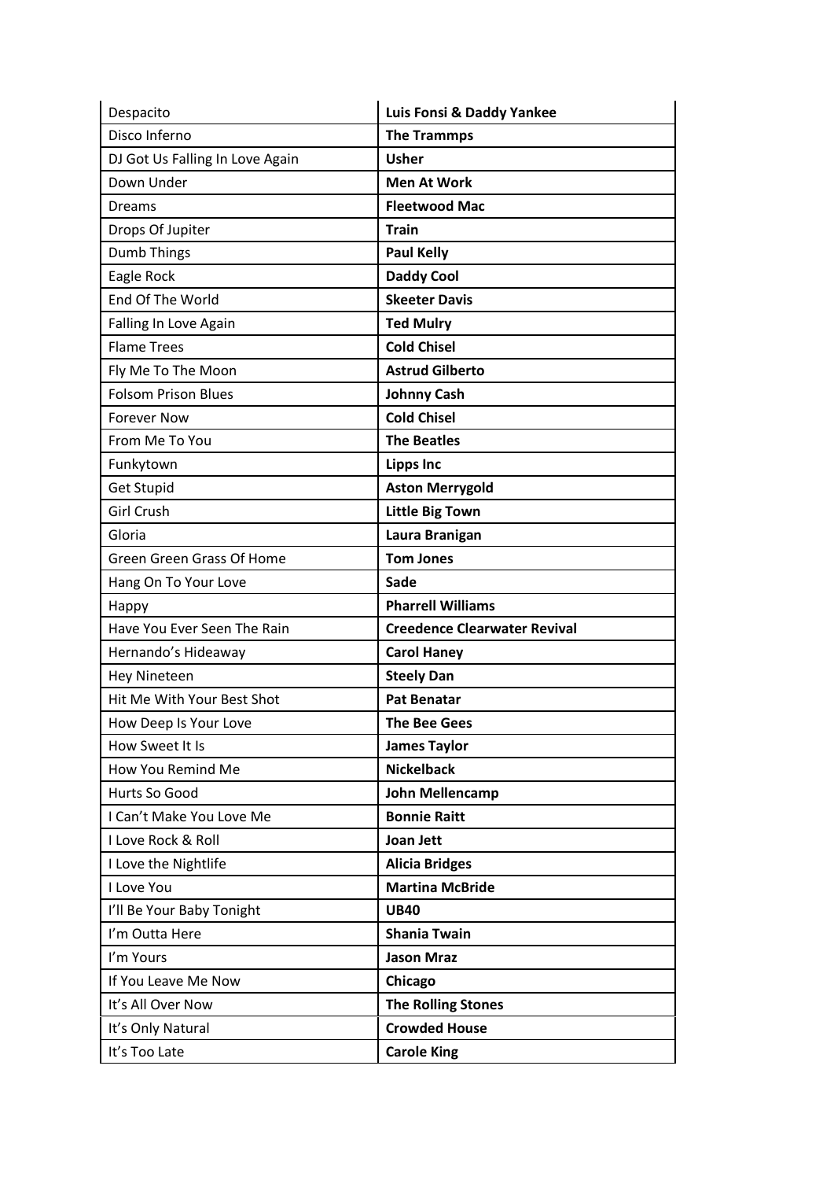| Despacito | **Luis Fonsi & Daddy Yankee** |
|---|---|
| Disco Inferno | **The Trammps** |
| DJ Got Us Falling In Love Again | **Usher** |
| Down Under | **Men At Work** |
| Dreams | **Fleetwood Mac** |
| Drops Of Jupiter | **Train** |
| Dumb Things | **Paul Kelly** |
| Eagle Rock | **Daddy Cool** |
| End Of The World | **Skeeter Davis** |
| Falling In Love Again | **Ted Mulry** |
| Flame Trees | **Cold Chisel** |
| Fly Me To The Moon | **Astrud Gilberto** |
| Folsom Prison Blues | **Johnny Cash** |
| Forever Now | **Cold Chisel** |
| From Me To You | **The Beatles** |
| Funkytown | **Lipps Inc** |
| Get Stupid | **Aston Merrygold** |
| Girl Crush | **Little Big Town** |
| Gloria | **Laura Branigan** |
| Green Green Grass Of Home | **Tom Jones** |
| Hang On To Your Love | **Sade** |
| Happy | **Pharrell Williams** |
| Have You Ever Seen The Rain | **Creedence Clearwater Revival** |
| Hernando's Hideaway | **Carol Haney** |
| Hey Nineteen | **Steely Dan** |
| Hit Me With Your Best Shot | **Pat Benatar** |
| How Deep Is Your Love | **The Bee Gees** |
| How Sweet It Is | **James Taylor** |
| How You Remind Me | **Nickelback** |
| Hurts So Good | **John Mellencamp** |
| I Can't Make You Love Me | **Bonnie Raitt** |
| I Love Rock & Roll | **Joan Jett** |
| I Love the Nightlife | **Alicia Bridges** |
| I Love You | **Martina McBride** |
| I'll Be Your Baby Tonight | **UB40** |
| I'm Outta Here | **Shania Twain** |
| I'm Yours | **Jason Mraz** |
| If You Leave Me Now | **Chicago** |
| It's All Over Now | **The Rolling Stones** |
| It's Only Natural | **Crowded House** |
| It's Too Late | **Carole King** |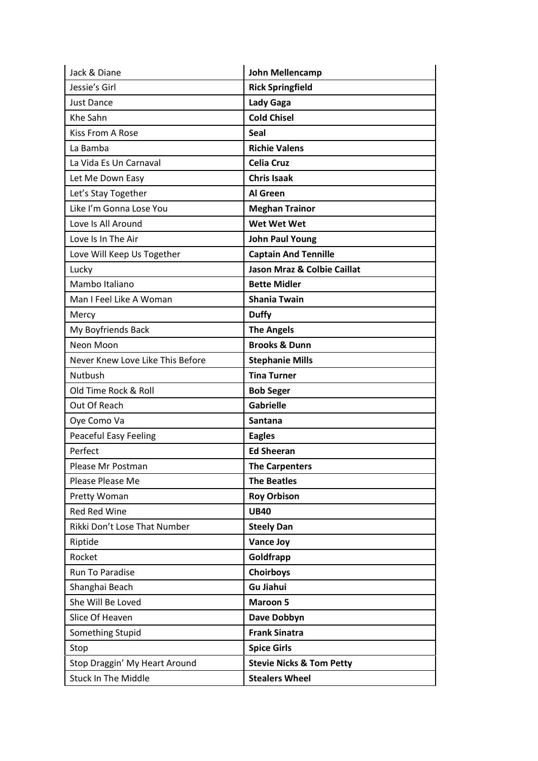| Jack & Diane | **John Mellencamp** |
|---|---|
| Jessie's Girl | **Rick Springfield** |
| Just Dance | **Lady Gaga** |
| Khe Sahn | **Cold Chisel** |
| Kiss From A Rose | **Seal** |
| La Bamba | **Richie Valens** |
| La Vida Es Un Carnaval | **Celia Cruz** |
| Let Me Down Easy | **Chris Isaak** |
| Let's Stay Together | **Al Green** |
| Like I'm Gonna Lose You | **Meghan Trainor** |
| Love Is All Around | **Wet Wet Wet** |
| Love Is In The Air | **John Paul Young** |
| Love Will Keep Us Together | **Captain And Tennille** |
| Lucky | **Jason Mraz & Colbie Caillat** |
| Mambo Italiano | **Bette Midler** |
| Man I Feel Like A Woman | **Shania Twain** |
| Mercy | **Duffy** |
| My Boyfriends Back | **The Angels** |
| Neon Moon | **Brooks & Dunn** |
| Never Knew Love Like This Before | **Stephanie Mills** |
| Nutbush | **Tina Turner** |
| Old Time Rock & Roll | **Bob Seger** |
| Out Of Reach | **Gabrielle** |
| Oye Como Va | **Santana** |
| Peaceful Easy Feeling | **Eagles** |
| Perfect | **Ed Sheeran** |
| Please Mr Postman | **The Carpenters** |
| Please Please Me | **The Beatles** |
| Pretty Woman | **Roy Orbison** |
| Red Red Wine | **UB40** |
| Rikki Don't Lose That Number | **Steely Dan** |
| Riptide | **Vance Joy** |
| Rocket | **Goldfrapp** |
| Run To Paradise | **Choirboys** |
| Shanghai Beach | **Gu Jiahui** |
| She Will Be Loved | **Maroon 5** |
| Slice Of Heaven | **Dave Dobbyn** |
| Something Stupid | **Frank Sinatra** |
| Stop | **Spice Girls** |
| Stop Draggin' My Heart Around | **Stevie Nicks & Tom Petty** |
| Stuck In The Middle | **Stealers Wheel** |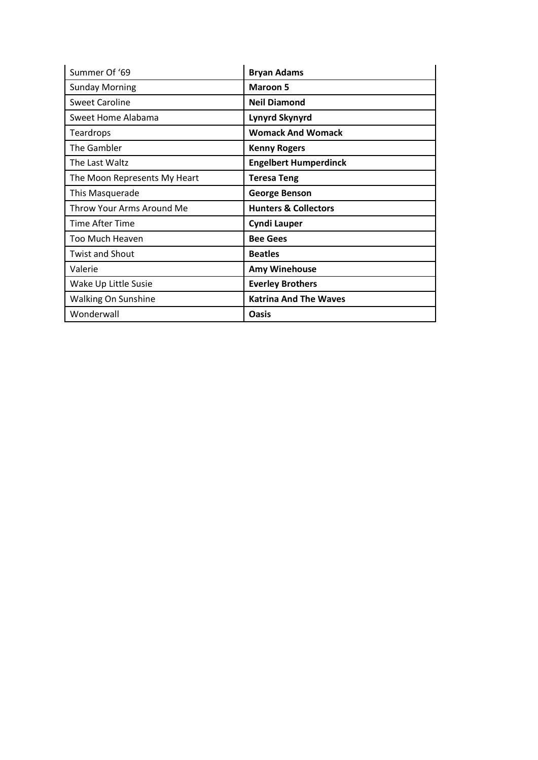| | |
|---|---|
| Summer Of '69 | **Bryan Adams** |
| Sunday Morning | **Maroon 5** |
| Sweet Caroline | **Neil Diamond** |
| Sweet Home Alabama | **Lynyrd Skynyrd** |
| Teardrops | **Womack And Womack** |
| The Gambler | **Kenny Rogers** |
| The Last Waltz | **Engelbert Humperdinck** |
| The Moon Represents My Heart | **Teresa Teng** |
| This Masquerade | **George Benson** |
| Throw Your Arms Around Me | **Hunters & Collectors** |
| Time After Time | **Cyndi Lauper** |
| Too Much Heaven | **Bee Gees** |
| Twist and Shout | **Beatles** |
| Valerie | **Amy Winehouse** |
| Wake Up Little Susie | **Everley Brothers** |
| Walking On Sunshine | **Katrina And The Waves** |
| Wonderwall | **Oasis** |